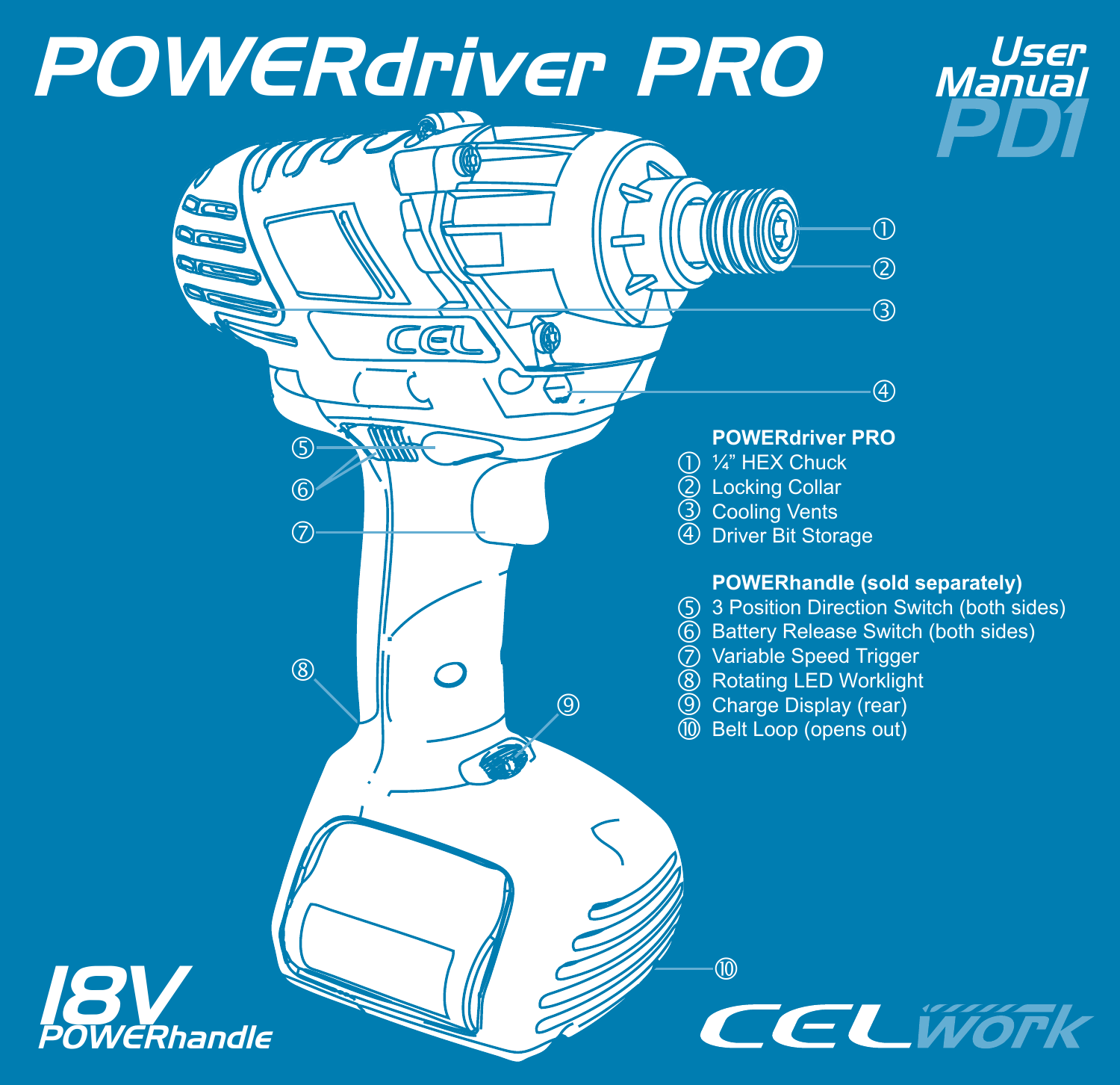# POWERdriver PRO

User Manual
**PD1**

**POWERdriver PRO**

① ¼" HEX Chuck
② Locking Collar
③ Cooling Vents
④ Driver Bit Storage

**POWERhandle (sold separately)**

⑤ 3 Position Direction Switch (both sides)
⑥ Battery Release Switch (both sides)
⑦ Variable Speed Trigger
⑧ Rotating LED Worklight
⑨ Charge Display (rear)
⑩ Belt Loop (opens out)

18V POWERhandle

CELwork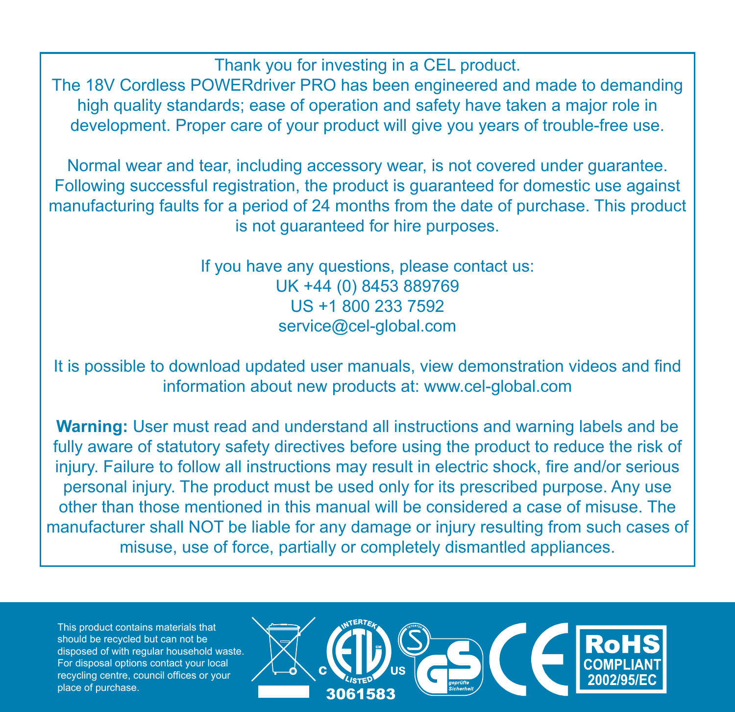Thank you for investing in a CEL product.
The 18V Cordless POWERdriver PRO has been engineered and made to demanding high quality standards; ease of operation and safety have taken a major role in development. Proper care of your product will give you years of trouble-free use.

Normal wear and tear, including accessory wear, is not covered under guarantee. Following successful registration, the product is guaranteed for domestic use against manufacturing faults for a period of 24 months from the date of purchase. This product is not guaranteed for hire purposes.

If you have any questions, please contact us:
UK +44 (0) 8453 889769
US +1 800 233 7592
service@cel-global.com

It is possible to download updated user manuals, view demonstration videos and find information about new products at: www.cel-global.com

**Warning:** User must read and understand all instructions and warning labels and be fully aware of statutory safety directives before using the product to reduce the risk of injury. Failure to follow all instructions may result in electric shock, fire and/or serious personal injury. The product must be used only for its prescribed purpose. Any use other than those mentioned in this manual will be considered a case of misuse. The manufacturer shall NOT be liable for any damage or injury resulting from such cases of misuse, use of force, partially or completely dismantled appliances.

This product contains materials that should be recycled but can not be disposed of with regular household waste. For disposal options contact your local recycling centre, council offices or your place of purchase.

C ETL LISTED US 3061583

GS geprüfte Sicherheit

CE

RoHS COMPLIANT 2002/95/EC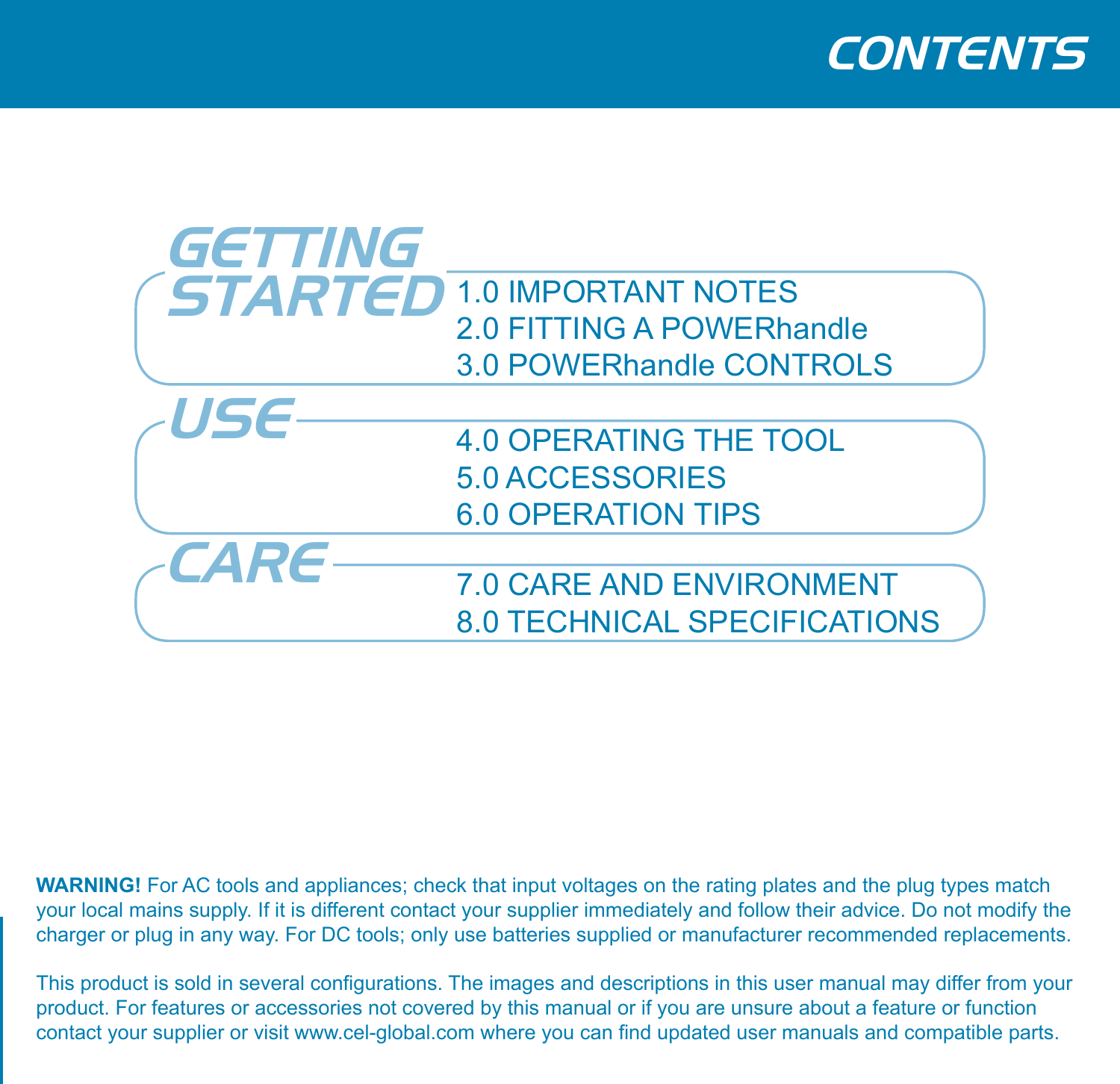# CONTENTS

## GETTING STARTED

1.0 IMPORTANT NOTES
2.0 FITTING A POWERhandle
3.0 POWERhandle CONTROLS

## USE

4.0 OPERATING THE TOOL
5.0 ACCESSORIES
6.0 OPERATION TIPS

## CARE

7.0 CARE AND ENVIRONMENT
8.0 TECHNICAL SPECIFICATIONS

**WARNING!** For AC tools and appliances; check that input voltages on the rating plates and the plug types match your local mains supply. If it is different contact your supplier immediately and follow their advice. Do not modify the charger or plug in any way. For DC tools; only use batteries supplied or manufacturer recommended replacements.

This product is sold in several configurations. The images and descriptions in this user manual may differ from your product. For features or accessories not covered by this manual or if you are unsure about a feature or function contact your supplier or visit www.cel-global.com where you can find updated user manuals and compatible parts.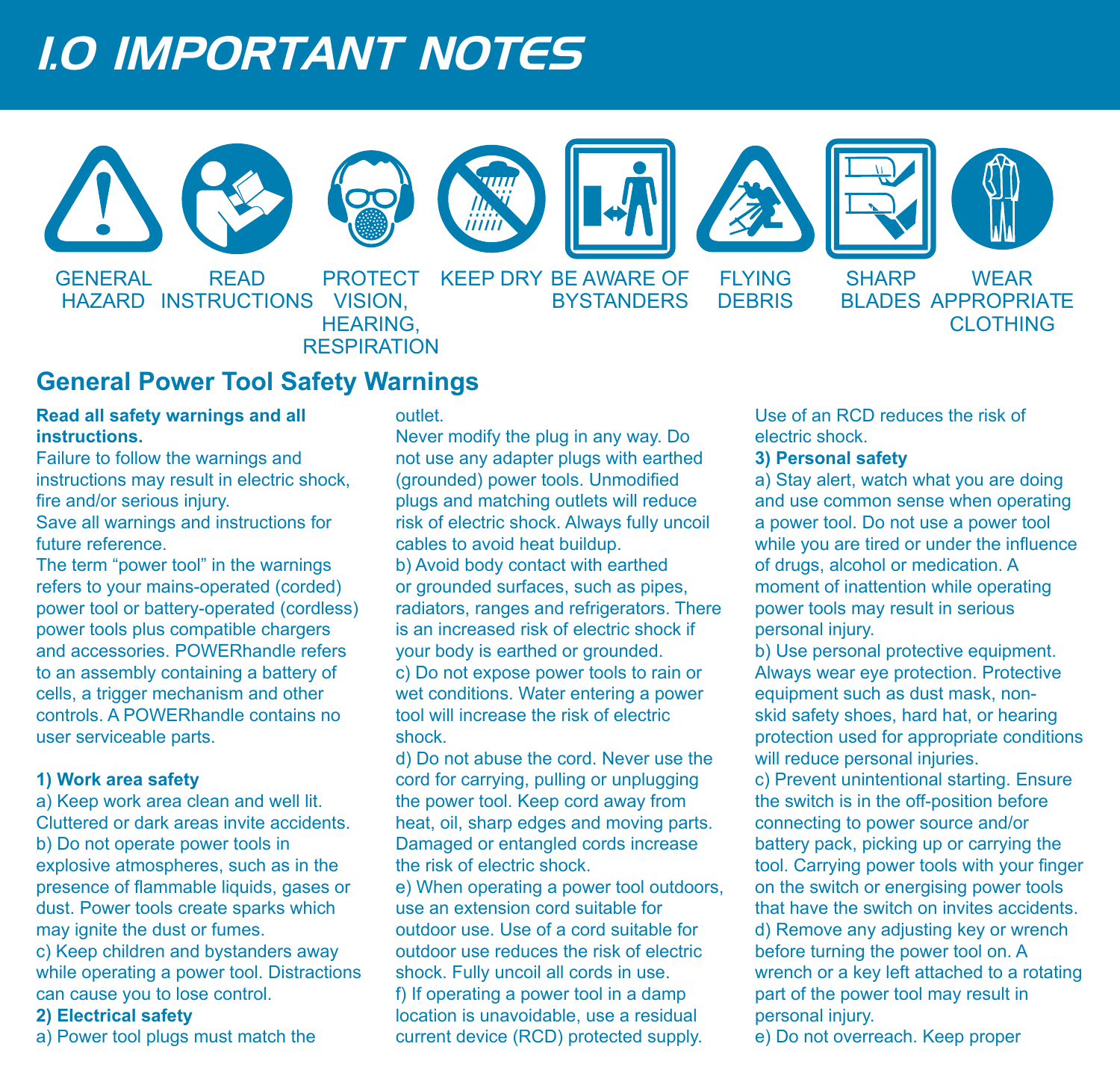# 1.0 IMPORTANT NOTES

GENERAL HAZARD | READ INSTRUCTIONS | PROTECT VISION, HEARING, RESPIRATION | KEEP DRY | BE AWARE OF BYSTANDERS | FLYING DEBRIS | SHARP BLADES | WEAR APPROPRIATE CLOTHING

## General Power Tool Safety Warnings

**Read all safety warnings and all instructions.**

Failure to follow the warnings and instructions may result in electric shock, fire and/or serious injury.

Save all warnings and instructions for future reference.

The term “power tool” in the warnings refers to your mains-operated (corded) power tool or battery-operated (cordless) power tools plus compatible chargers and accessories. POWERhandle refers to an assembly containing a battery of cells, a trigger mechanism and other controls. A POWERhandle contains no user serviceable parts.

**1) Work area safety**

a) Keep work area clean and well lit. Cluttered or dark areas invite accidents.

b) Do not operate power tools in explosive atmospheres, such as in the presence of flammable liquids, gases or dust. Power tools create sparks which may ignite the dust or fumes.

c) Keep children and bystanders away while operating a power tool. Distractions can cause you to lose control.

**2) Electrical safety**

a) Power tool plugs must match the outlet.

Never modify the plug in any way. Do not use any adapter plugs with earthed (grounded) power tools. Unmodified plugs and matching outlets will reduce risk of electric shock. Always fully uncoil cables to avoid heat buildup.

b) Avoid body contact with earthed or grounded surfaces, such as pipes, radiators, ranges and refrigerators. There is an increased risk of electric shock if your body is earthed or grounded.

c) Do not expose power tools to rain or wet conditions. Water entering a power tool will increase the risk of electric shock.

d) Do not abuse the cord. Never use the cord for carrying, pulling or unplugging the power tool. Keep cord away from heat, oil, sharp edges and moving parts. Damaged or entangled cords increase the risk of electric shock.

e) When operating a power tool outdoors, use an extension cord suitable for outdoor use. Use of a cord suitable for outdoor use reduces the risk of electric shock. Fully uncoil all cords in use.

f) If operating a power tool in a damp location is unavoidable, use a residual current device (RCD) protected supply. Use of an RCD reduces the risk of electric shock.

**3) Personal safety**

a) Stay alert, watch what you are doing and use common sense when operating a power tool. Do not use a power tool while you are tired or under the influence of drugs, alcohol or medication. A moment of inattention while operating power tools may result in serious personal injury.

b) Use personal protective equipment. Always wear eye protection. Protective equipment such as dust mask, non-skid safety shoes, hard hat, or hearing protection used for appropriate conditions will reduce personal injuries.

c) Prevent unintentional starting. Ensure the switch is in the off-position before connecting to power source and/or battery pack, picking up or carrying the tool. Carrying power tools with your finger on the switch or energising power tools that have the switch on invites accidents.

d) Remove any adjusting key or wrench before turning the power tool on. A wrench or a key left attached to a rotating part of the power tool may result in personal injury.

e) Do not overreach. Keep proper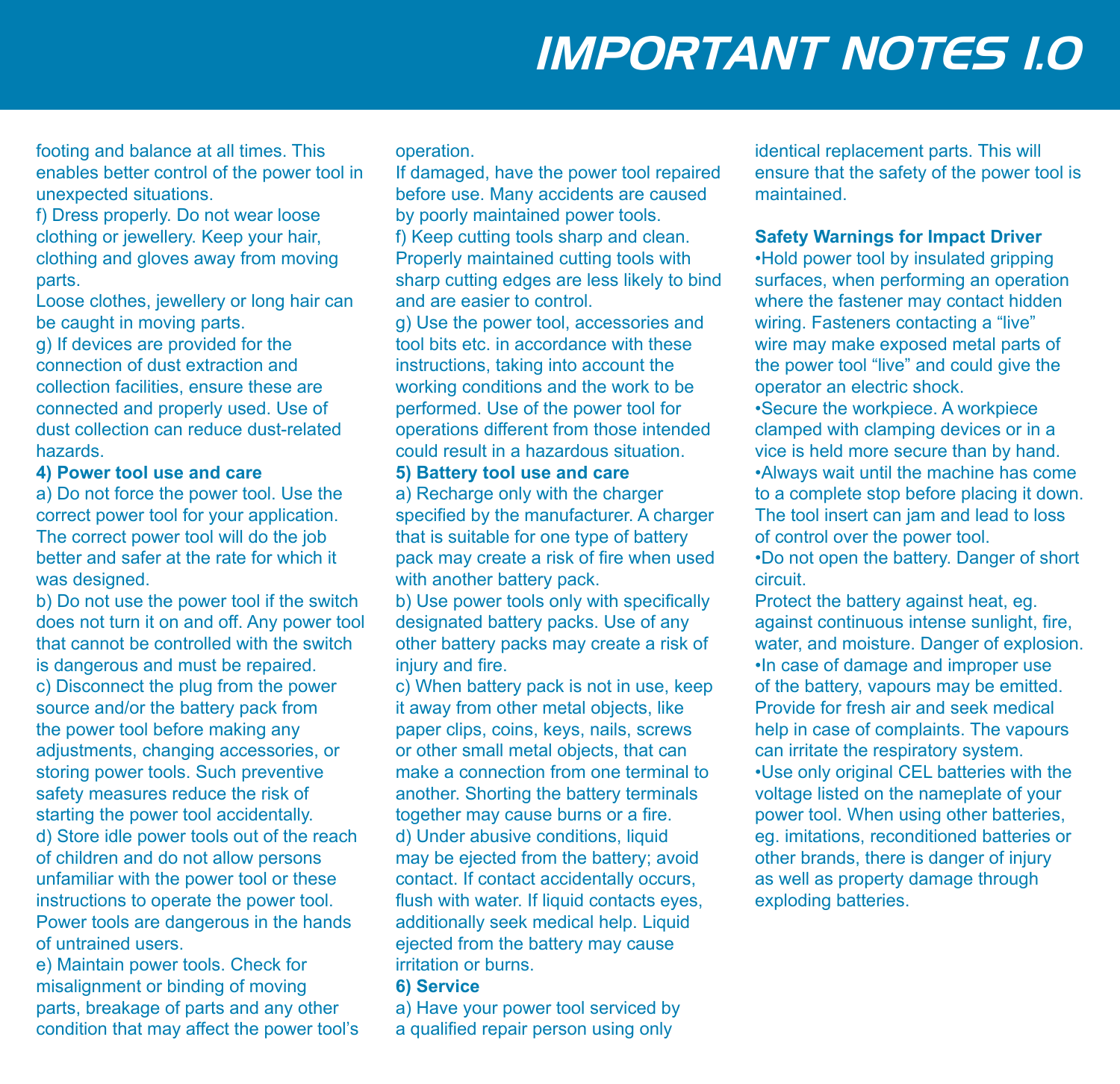# IMPORTANT NOTES 1.0

footing and balance at all times. This enables better control of the power tool in unexpected situations.

f) Dress properly. Do not wear loose clothing or jewellery. Keep your hair, clothing and gloves away from moving parts.
Loose clothes, jewellery or long hair can be caught in moving parts.

g) If devices are provided for the connection of dust extraction and collection facilities, ensure these are connected and properly used. Use of dust collection can reduce dust-related hazards.

**4) Power tool use and care**

a) Do not force the power tool. Use the correct power tool for your application. The correct power tool will do the job better and safer at the rate for which it was designed.

b) Do not use the power tool if the switch does not turn it on and off. Any power tool that cannot be controlled with the switch is dangerous and must be repaired.

c) Disconnect the plug from the power source and/or the battery pack from the power tool before making any adjustments, changing accessories, or storing power tools. Such preventive safety measures reduce the risk of starting the power tool accidentally.

d) Store idle power tools out of the reach of children and do not allow persons unfamiliar with the power tool or these instructions to operate the power tool. Power tools are dangerous in the hands of untrained users.

e) Maintain power tools. Check for misalignment or binding of moving parts, breakage of parts and any other condition that may affect the power tool's operation.
If damaged, have the power tool repaired before use. Many accidents are caused by poorly maintained power tools.

f) Keep cutting tools sharp and clean. Properly maintained cutting tools with sharp cutting edges are less likely to bind and are easier to control.

g) Use the power tool, accessories and tool bits etc. in accordance with these instructions, taking into account the working conditions and the work to be performed. Use of the power tool for operations different from those intended could result in a hazardous situation.

**5) Battery tool use and care**

a) Recharge only with the charger specified by the manufacturer. A charger that is suitable for one type of battery pack may create a risk of fire when used with another battery pack.

b) Use power tools only with specifically designated battery packs. Use of any other battery packs may create a risk of injury and fire.

c) When battery pack is not in use, keep it away from other metal objects, like paper clips, coins, keys, nails, screws or other small metal objects, that can make a connection from one terminal to another. Shorting the battery terminals together may cause burns or a fire.

d) Under abusive conditions, liquid may be ejected from the battery; avoid contact. If contact accidentally occurs, flush with water. If liquid contacts eyes, additionally seek medical help. Liquid ejected from the battery may cause irritation or burns.

**6) Service**

a) Have your power tool serviced by a qualified repair person using only identical replacement parts. This will ensure that the safety of the power tool is maintained.

**Safety Warnings for Impact Driver**

- Hold power tool by insulated gripping surfaces, when performing an operation where the fastener may contact hidden wiring. Fasteners contacting a "live" wire may make exposed metal parts of the power tool "live" and could give the operator an electric shock.
- Secure the workpiece. A workpiece clamped with clamping devices or in a vice is held more secure than by hand.
- Always wait until the machine has come to a complete stop before placing it down. The tool insert can jam and lead to loss of control over the power tool.
- Do not open the battery. Danger of short circuit.
  Protect the battery against heat, eg. against continuous intense sunlight, fire, water, and moisture. Danger of explosion.
- In case of damage and improper use of the battery, vapours may be emitted. Provide for fresh air and seek medical help in case of complaints. The vapours can irritate the respiratory system.
- Use only original CEL batteries with the voltage listed on the nameplate of your power tool. When using other batteries, eg. imitations, reconditioned batteries or other brands, there is danger of injury as well as property damage through exploding batteries.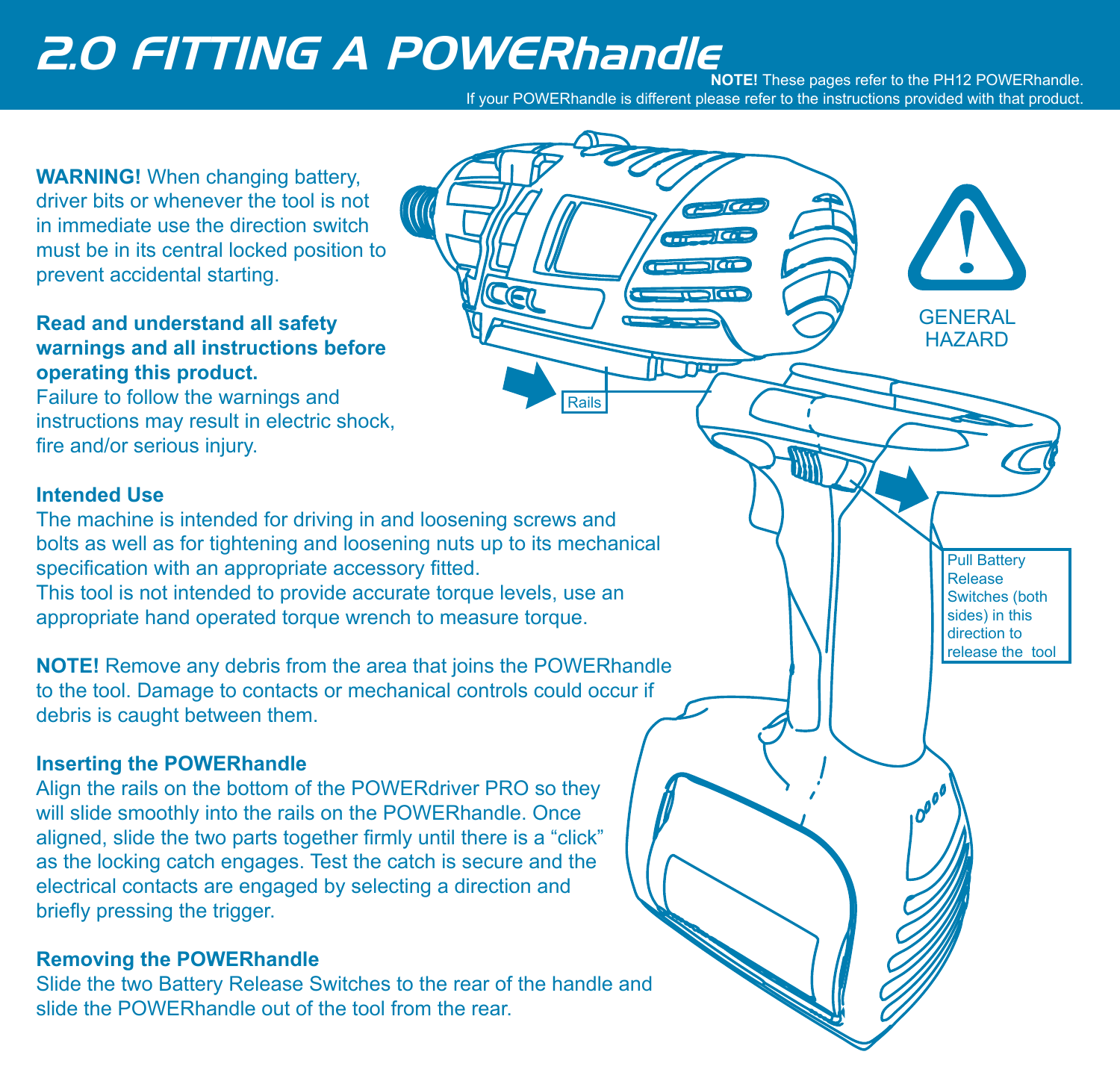# 2.0 FITTING A POWERhandle

**NOTE!** These pages refer to the PH12 POWERhandle. If your POWERhandle is different please refer to the instructions provided with that product.

**WARNING!** When changing battery, driver bits or whenever the tool is not in immediate use the direction switch must be in its central locked position to prevent accidental starting.

**Read and understand all safety warnings and all instructions before operating this product.**
Failure to follow the warnings and instructions may result in electric shock, fire and/or serious injury.

GENERAL HAZARD

Rails

Pull Battery Release Switches (both sides) in this direction to release the tool

**Intended Use**
The machine is intended for driving in and loosening screws and bolts as well as for tightening and loosening nuts up to its mechanical specification with an appropriate accessory fitted.
This tool is not intended to provide accurate torque levels, use an appropriate hand operated torque wrench to measure torque.

**NOTE!** Remove any debris from the area that joins the POWERhandle to the tool. Damage to contacts or mechanical controls could occur if debris is caught between them.

**Inserting the POWERhandle**
Align the rails on the bottom of the POWERdriver PRO so they will slide smoothly into the rails on the POWERhandle. Once aligned, slide the two parts together firmly until there is a "click" as the locking catch engages. Test the catch is secure and the electrical contacts are engaged by selecting a direction and briefly pressing the trigger.

**Removing the POWERhandle**
Slide the two Battery Release Switches to the rear of the handle and slide the POWERhandle out of the tool from the rear.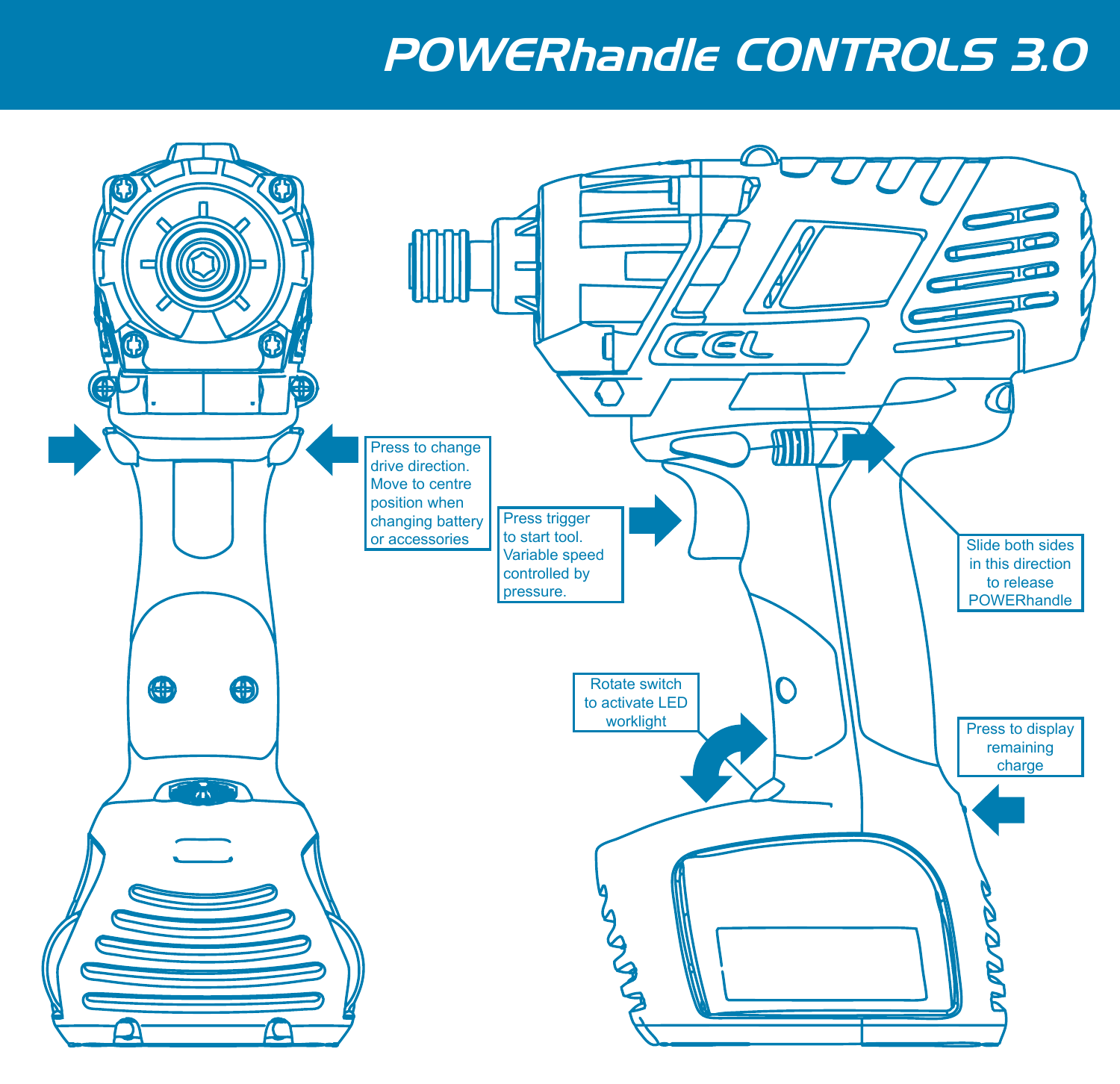# POWERhandle CONTROLS 3.0

Press to change drive direction. Move to centre position when changing battery or accessories

Press trigger to start tool. Variable speed controlled by pressure.

Slide both sides in this direction to release POWERhandle

Rotate switch to activate LED worklight

Press to display remaining charge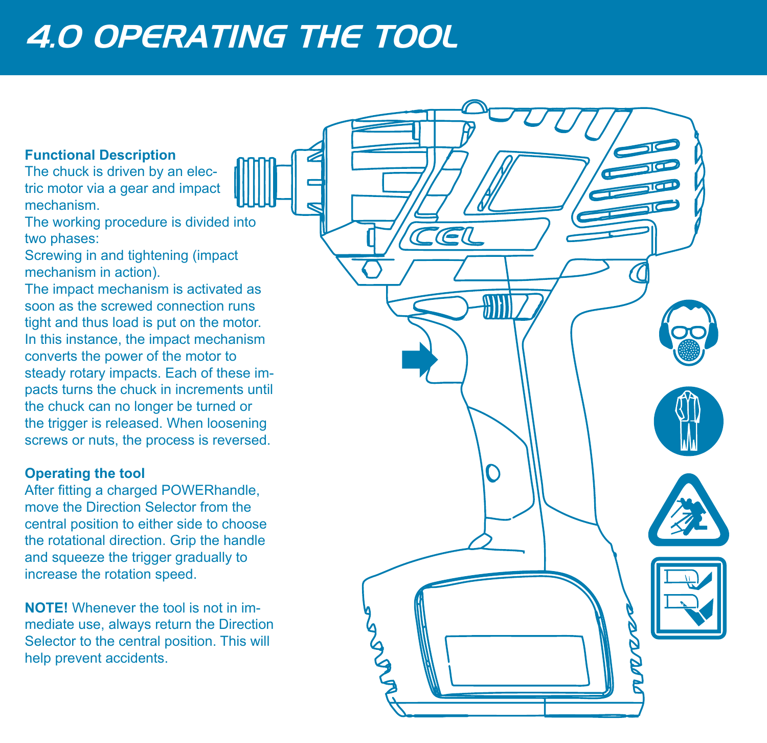# 4.0 OPERATING THE TOOL

**Functional Description**

The chuck is driven by an electric motor via a gear and impact mechanism.

The working procedure is divided into two phases:

Screwing in and tightening (impact mechanism in action).

The impact mechanism is activated as soon as the screwed connection runs tight and thus load is put on the motor. In this instance, the impact mechanism converts the power of the motor to steady rotary impacts. Each of these impacts turns the chuck in increments until the chuck can no longer be turned or the trigger is released. When loosening screws or nuts, the process is reversed.

**Operating the tool**

After fitting a charged POWERhandle, move the Direction Selector from the central position to either side to choose the rotational direction. Grip the handle and squeeze the trigger gradually to increase the rotation speed.

**NOTE!** Whenever the tool is not in immediate use, always return the Direction Selector to the central position. This will help prevent accidents.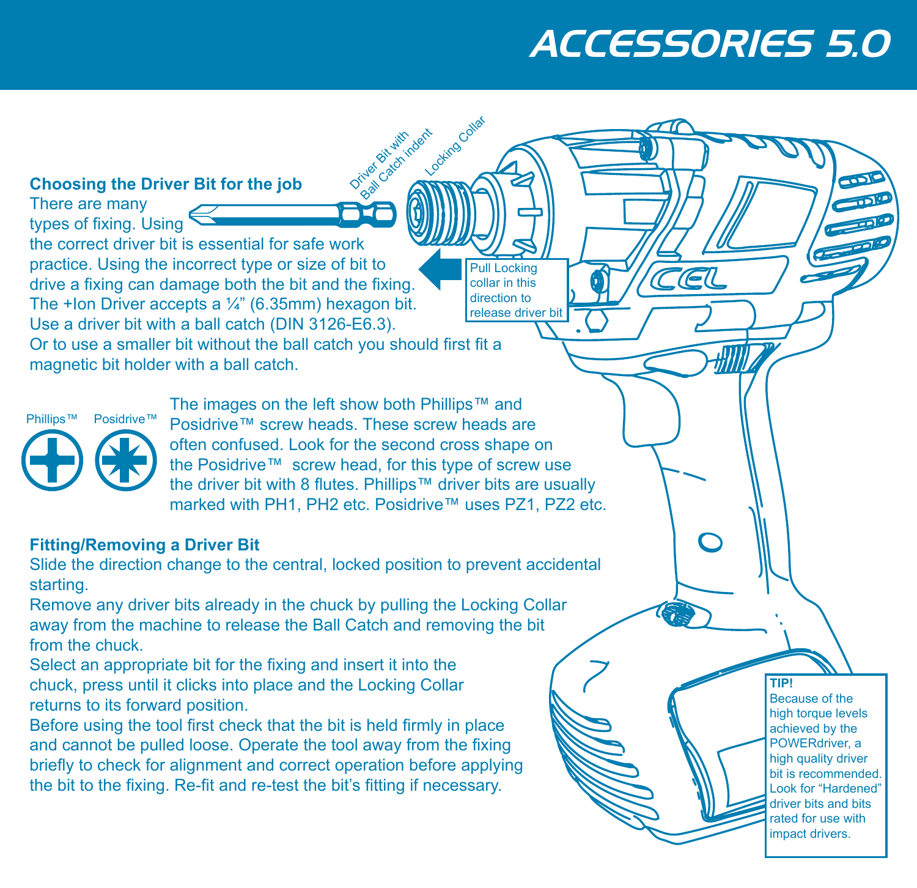# ACCESSORIES 5.0

### Choosing the Driver Bit for the job

There are many types of fixing. Using the correct driver bit is essential for safe work practice. Using the incorrect type or size of bit to drive a fixing can damage both the bit and the fixing. The +Ion Driver accepts a ¼" (6.35mm) hexagon bit. Use a driver bit with a ball catch (DIN 3126-E6.3). Or to use a smaller bit without the ball catch you should first fit a magnetic bit holder with a ball catch.

Driver Bit with Ball Catch indent

Locking Collar

Pull Locking collar in this direction to release driver bit

Phillips™ Posidrive™

The images on the left show both Phillips™ and Posidrive™ screw heads. These screw heads are often confused. Look for the second cross shape on the Posidrive™ screw head, for this type of screw use the driver bit with 8 flutes. Phillips™ driver bits are usually marked with PH1, PH2 etc. Posidrive™ uses PZ1, PZ2 etc.

### Fitting/Removing a Driver Bit

Slide the direction change to the central, locked position to prevent accidental starting.

Remove any driver bits already in the chuck by pulling the Locking Collar away from the machine to release the Ball Catch and removing the bit from the chuck.

Select an appropriate bit for the fixing and insert it into the chuck, press until it clicks into place and the Locking Collar returns to its forward position.

Before using the tool first check that the bit is held firmly in place and cannot be pulled loose. Operate the tool away from the fixing briefly to check for alignment and correct operation before applying the bit to the fixing. Re-fit and re-test the bit's fitting if necessary.

**TIP!**
Because of the high torque levels achieved by the POWERdriver, a high quality driver bit is recommended. Look for "Hardened" driver bits and bits rated for use with impact drivers.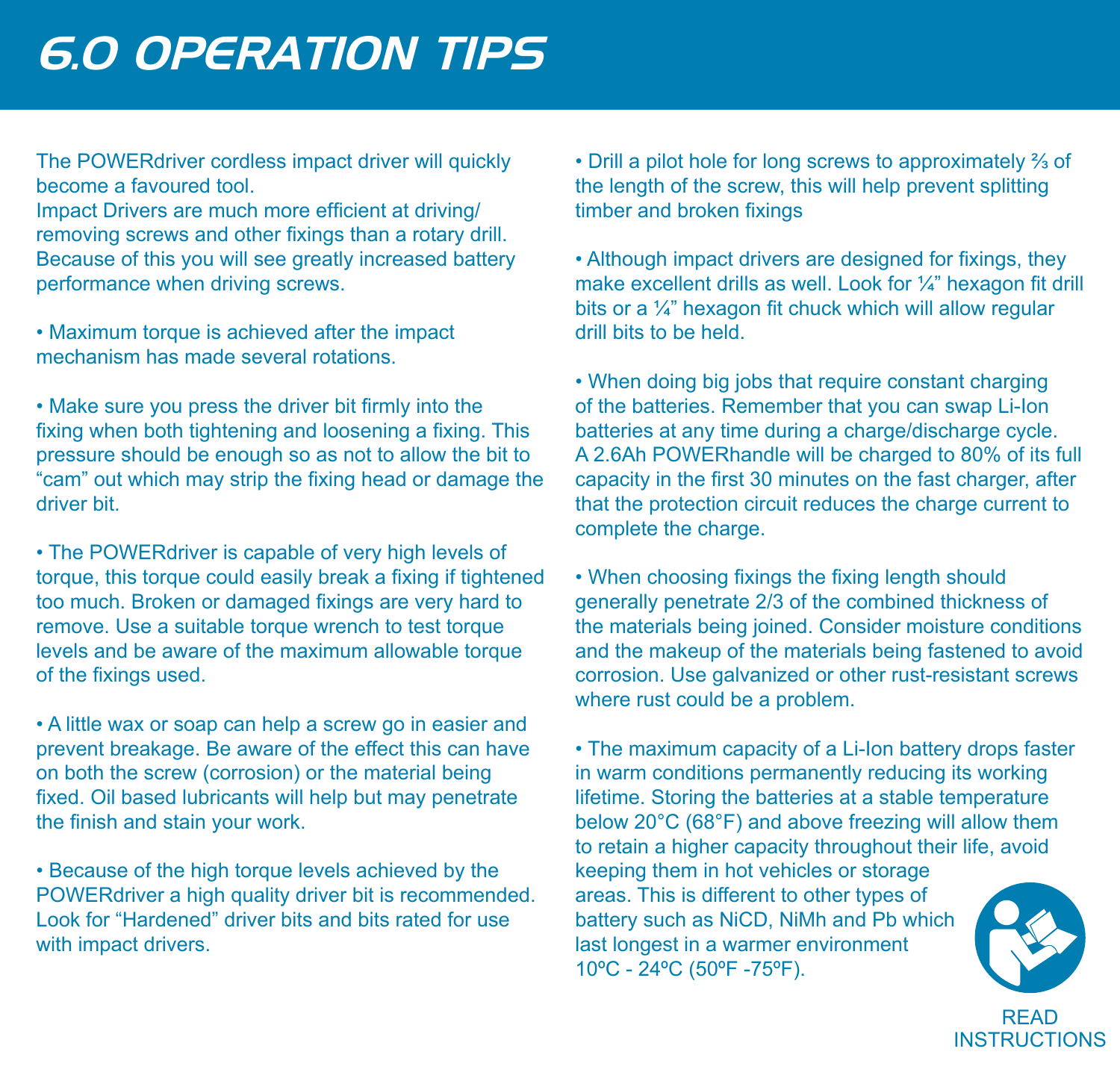# 6.0 OPERATION TIPS

The POWERdriver cordless impact driver will quickly become a favoured tool.
Impact Drivers are much more efficient at driving/removing screws and other fixings than a rotary drill. Because of this you will see greatly increased battery performance when driving screws.

• Maximum torque is achieved after the impact mechanism has made several rotations.

• Make sure you press the driver bit firmly into the fixing when both tightening and loosening a fixing. This pressure should be enough so as not to allow the bit to "cam" out which may strip the fixing head or damage the driver bit.

• The POWERdriver is capable of very high levels of torque, this torque could easily break a fixing if tightened too much. Broken or damaged fixings are very hard to remove. Use a suitable torque wrench to test torque levels and be aware of the maximum allowable torque of the fixings used.

• A little wax or soap can help a screw go in easier and prevent breakage. Be aware of the effect this can have on both the screw (corrosion) or the material being fixed. Oil based lubricants will help but may penetrate the finish and stain your work.

• Because of the high torque levels achieved by the POWERdriver a high quality driver bit is recommended. Look for "Hardened" driver bits and bits rated for use with impact drivers.

• Drill a pilot hole for long screws to approximately ⅔ of the length of the screw, this will help prevent splitting timber and broken fixings

• Although impact drivers are designed for fixings, they make excellent drills as well. Look for ¼" hexagon fit drill bits or a ¼" hexagon fit chuck which will allow regular drill bits to be held.

• When doing big jobs that require constant charging of the batteries. Remember that you can swap Li-Ion batteries at any time during a charge/discharge cycle. A 2.6Ah POWERhandle will be charged to 80% of its full capacity in the first 30 minutes on the fast charger, after that the protection circuit reduces the charge current to complete the charge.

• When choosing fixings the fixing length should generally penetrate 2/3 of the combined thickness of the materials being joined. Consider moisture conditions and the makeup of the materials being fastened to avoid corrosion. Use galvanized or other rust-resistant screws where rust could be a problem.

• The maximum capacity of a Li-Ion battery drops faster in warm conditions permanently reducing its working lifetime. Storing the batteries at a stable temperature below 20°C (68°F) and above freezing will allow them to retain a higher capacity throughout their life, avoid keeping them in hot vehicles or storage areas. This is different to other types of battery such as NiCD, NiMh and Pb which last longest in a warmer environment 10ºC - 24ºC (50ºF -75ºF).

READ INSTRUCTIONS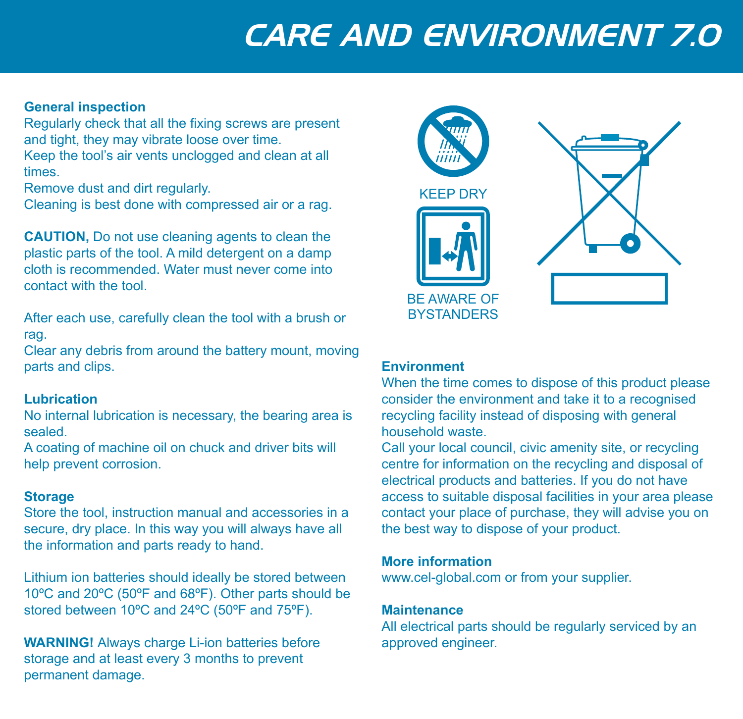# CARE AND ENVIRONMENT 7.0

**General inspection**

Regularly check that all the fixing screws are present and tight, they may vibrate loose over time.
Keep the tool's air vents unclogged and clean at all times.
Remove dust and dirt regularly.
Cleaning is best done with compressed air or a rag.

**CAUTION,** Do not use cleaning agents to clean the plastic parts of the tool. A mild detergent on a damp cloth is recommended. Water must never come into contact with the tool.

After each use, carefully clean the tool with a brush or rag.
Clear any debris from around the battery mount, moving parts and clips.

**Lubrication**

No internal lubrication is necessary, the bearing area is sealed.
A coating of machine oil on chuck and driver bits will help prevent corrosion.

**Storage**

Store the tool, instruction manual and accessories in a secure, dry place. In this way you will always have all the information and parts ready to hand.

Lithium ion batteries should ideally be stored between 10ºC and 20ºC (50ºF and 68ºF). Other parts should be stored between 10ºC and 24ºC (50ºF and 75ºF).

**WARNING!** Always charge Li-ion batteries before storage and at least every 3 months to prevent permanent damage.

KEEP DRY

BE AWARE OF BYSTANDERS

**Environment**

When the time comes to dispose of this product please consider the environment and take it to a recognised recycling facility instead of disposing with general household waste.
Call your local council, civic amenity site, or recycling centre for information on the recycling and disposal of electrical products and batteries. If you do not have access to suitable disposal facilities in your area please contact your place of purchase, they will advise you on the best way to dispose of your product.

**More information**

www.cel-global.com or from your supplier.

**Maintenance**

All electrical parts should be regularly serviced by an approved engineer.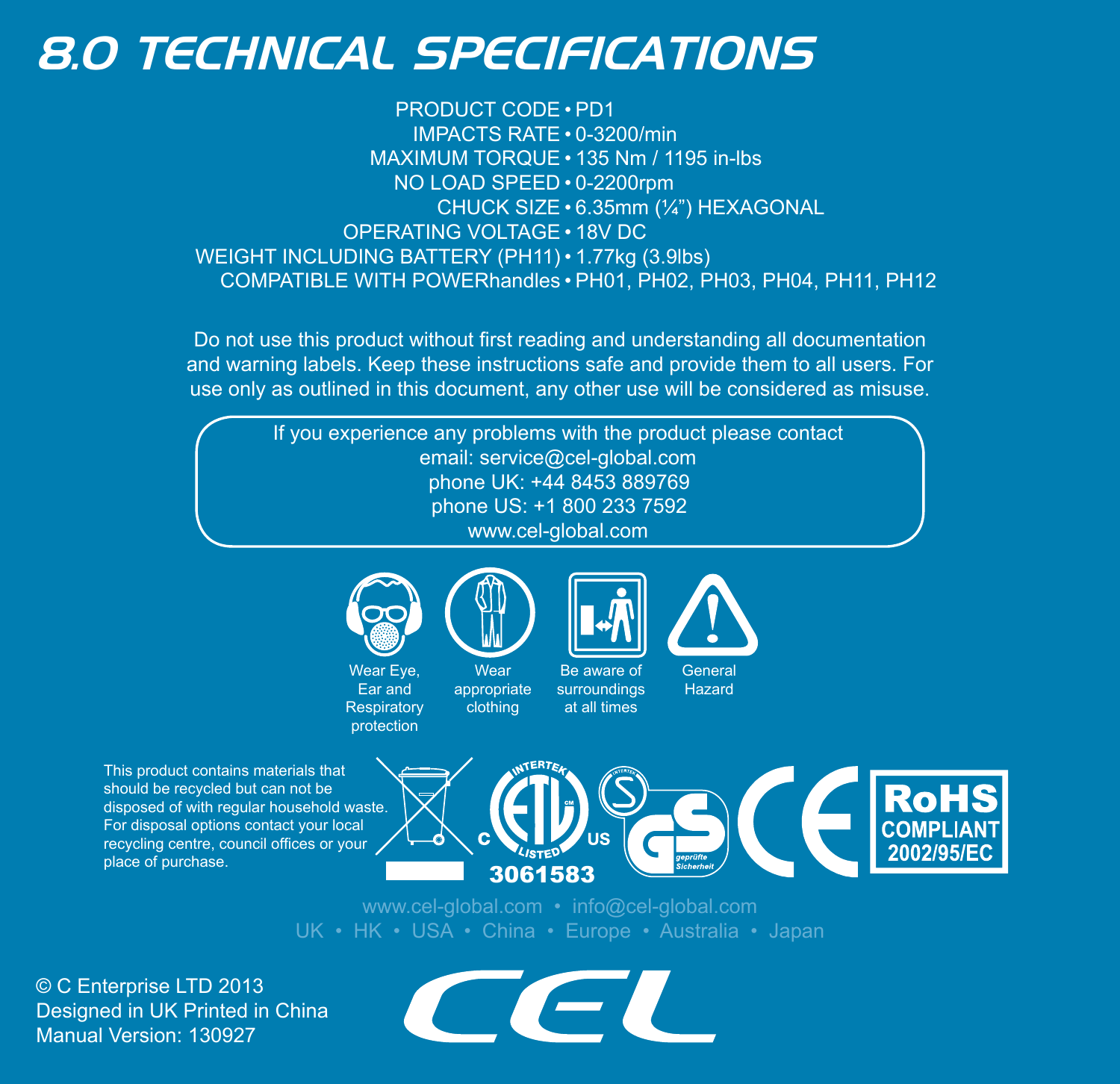# 8.0 TECHNICAL SPECIFICATIONS

| | |
|---|---|
| PRODUCT CODE | PD1 |
| IMPACTS RATE | 0-3200/min |
| MAXIMUM TORQUE | 135 Nm / 1195 in-lbs |
| NO LOAD SPEED | 0-2200rpm |
| CHUCK SIZE | 6.35mm (¼”) HEXAGONAL |
| OPERATING VOLTAGE | 18V DC |
| WEIGHT INCLUDING BATTERY (PH11) | 1.77kg (3.9lbs) |
| COMPATIBLE WITH POWERhandles | PH01, PH02, PH03, PH04, PH11, PH12 |

Do not use this product without first reading and understanding all documentation and warning labels. Keep these instructions safe and provide them to all users. For use only as outlined in this document, any other use will be considered as misuse.

If you experience any problems with the product please contact
email: service@cel-global.com
phone UK: +44 8453 889769
phone US: +1 800 233 7592
www.cel-global.com

Wear Eye, Ear and Respiratory protection

Wear appropriate clothing

Be aware of surroundings at all times

General Hazard

This product contains materials that should be recycled but can not be disposed of with regular household waste. For disposal options contact your local recycling centre, council offices or your place of purchase.

INTERTEK C LISTED US 3061583

geprüfte Sicherheit

RoHS COMPLIANT 2002/95/EC

www.cel-global.com • info@cel-global.com
UK • HK • USA • China • Europe • Australia • Japan

© C Enterprise LTD 2013
Designed in UK Printed in China
Manual Version: 130927

CEL